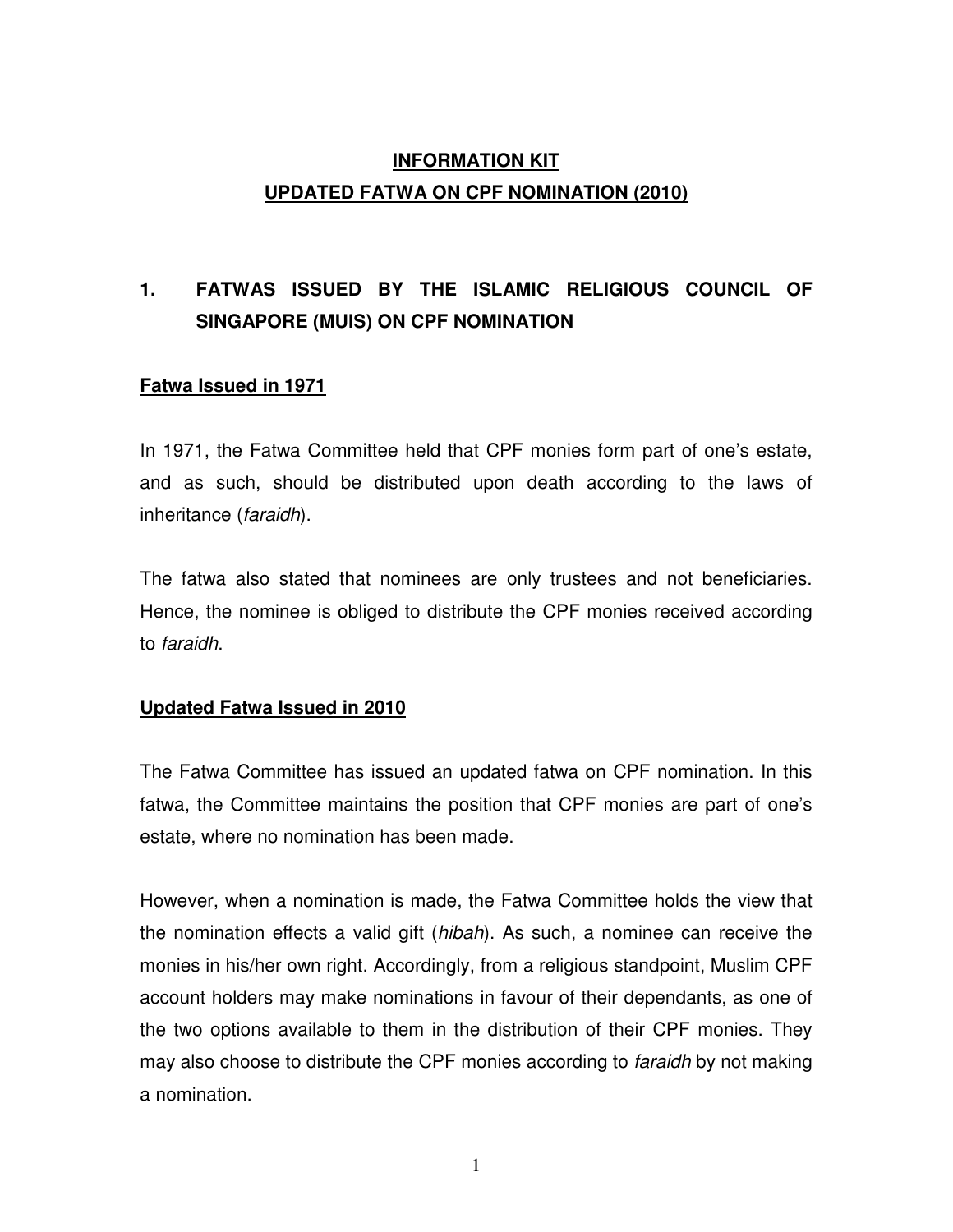# INFORMATION KIT

# UPDATED FATWA ON CPF NOMINATION (2010)

## 1. FATWAS ISSUED BY THE ISLAMIC RELIGIOUS COUNCIL OF SINGAPORE (MUIS) ON CPF NOMINATION

### Fatwa Issued in 1971

In 1971, the Fatwa Committee held that CPF monies form part of one's estate, and as such, should be distributed upon death according to the laws of inheritance (*faraidh*).

The fatwa also stated that nominees are only trustees and not beneficiaries. Hence, the nominee is obliged to distribute the CPF monies received according to *faraidh*.

### Updated Fatwa Issued in 2010

The Fatwa Committee has issued an updated fatwa on CPF nomination. In this fatwa, the Committee maintains the position that CPF monies are part of one's estate, where no nomination has been made.

However, when a nomination is made, the Fatwa Committee holds the view that the nomination effects a valid gift (*hibah*). As such, a nominee can receive the monies in his/her own right. Accordingly, from a religious standpoint, Muslim CPF account holders may make nominations in favour of their dependants, as one of the two options available to them in the distribution of their CPF monies. They may also choose to distribute the CPF monies according to *faraidh* by not making a nomination.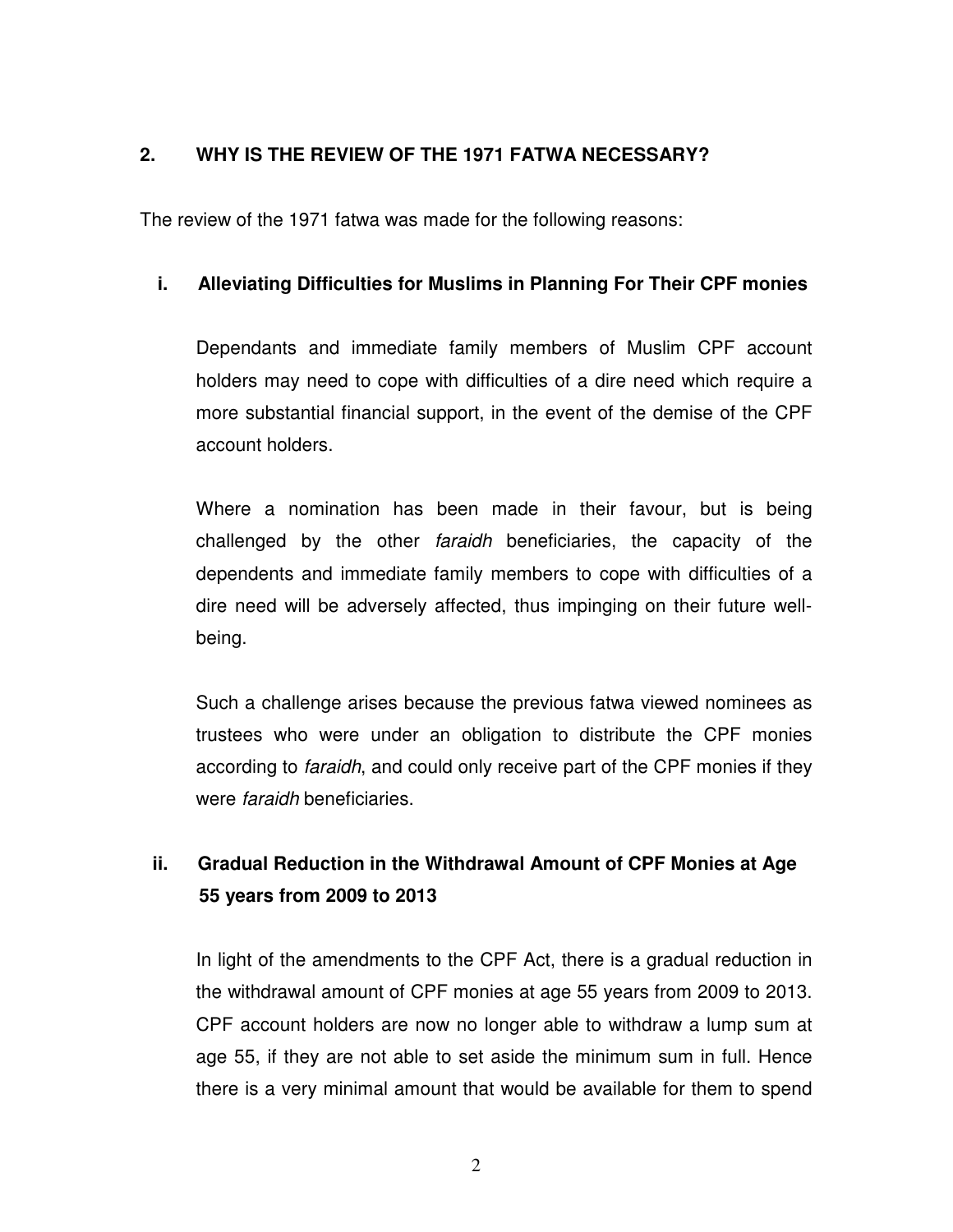## 2. WHY IS THE REVIEW OF THE 1971 FATWA NECESSARY?

The review of the 1971 fatwa was made for the following reasons:

### i. Alleviating Difficulties for Muslims in Planning For Their CPF monies

Dependants and immediate family members of Muslim CPF account holders may need to cope with difficulties of a dire need which require a more substantial financial support, in the event of the demise of the CPF account holders.

Where a nomination has been made in their favour, but is being challenged by the other *faraidh* beneficiaries, the capacity of the dependents and immediate family members to cope with difficulties of a dire need will be adversely affected, thus impinging on their future well-being.

Such a challenge arises because the previous fatwa viewed nominees as trustees who were under an obligation to distribute the CPF monies according to *faraidh*, and could only receive part of the CPF monies if they were *faraidh* beneficiaries.

### ii. Gradual Reduction in the Withdrawal Amount of CPF Monies at Age 55 years from 2009 to 2013

In light of the amendments to the CPF Act, there is a gradual reduction in the withdrawal amount of CPF monies at age 55 years from 2009 to 2013. CPF account holders are now no longer able to withdraw a lump sum at age 55, if they are not able to set aside the minimum sum in full. Hence there is a very minimal amount that would be available for them to spend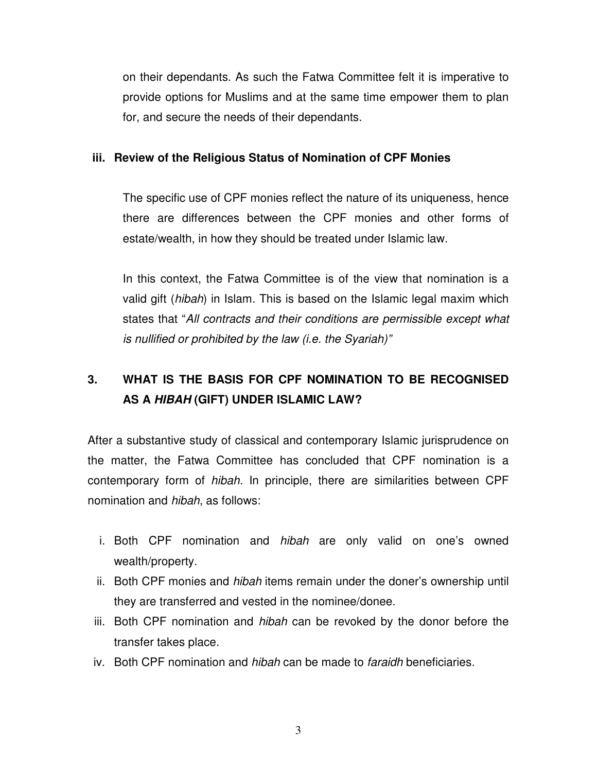on their dependants. As such the Fatwa Committee felt it is imperative to provide options for Muslims and at the same time empower them to plan for, and secure the needs of their dependants.

**iii. Review of the Religious Status of Nomination of CPF Monies**

The specific use of CPF monies reflect the nature of its uniqueness, hence there are differences between the CPF monies and other forms of estate/wealth, in how they should be treated under Islamic law.

In this context, the Fatwa Committee is of the view that nomination is a valid gift (*hibah*) in Islam. This is based on the Islamic legal maxim which states that "*All contracts and their conditions are permissible except what is nullified or prohibited by the law (i.e. the Syariah)"*

## 3. WHAT IS THE BASIS FOR CPF NOMINATION TO BE RECOGNISED AS A *HIBAH* (GIFT) UNDER ISLAMIC LAW?

After a substantive study of classical and contemporary Islamic jurisprudence on the matter, the Fatwa Committee has concluded that CPF nomination is a contemporary form of *hibah*. In principle, there are similarities between CPF nomination and *hibah*, as follows:

i. Both CPF nomination and *hibah* are only valid on one's owned wealth/property.
ii. Both CPF monies and *hibah* items remain under the doner's ownership until they are transferred and vested in the nominee/donee.
iii. Both CPF nomination and *hibah* can be revoked by the donor before the transfer takes place.
iv. Both CPF nomination and *hibah* can be made to *faraidh* beneficiaries.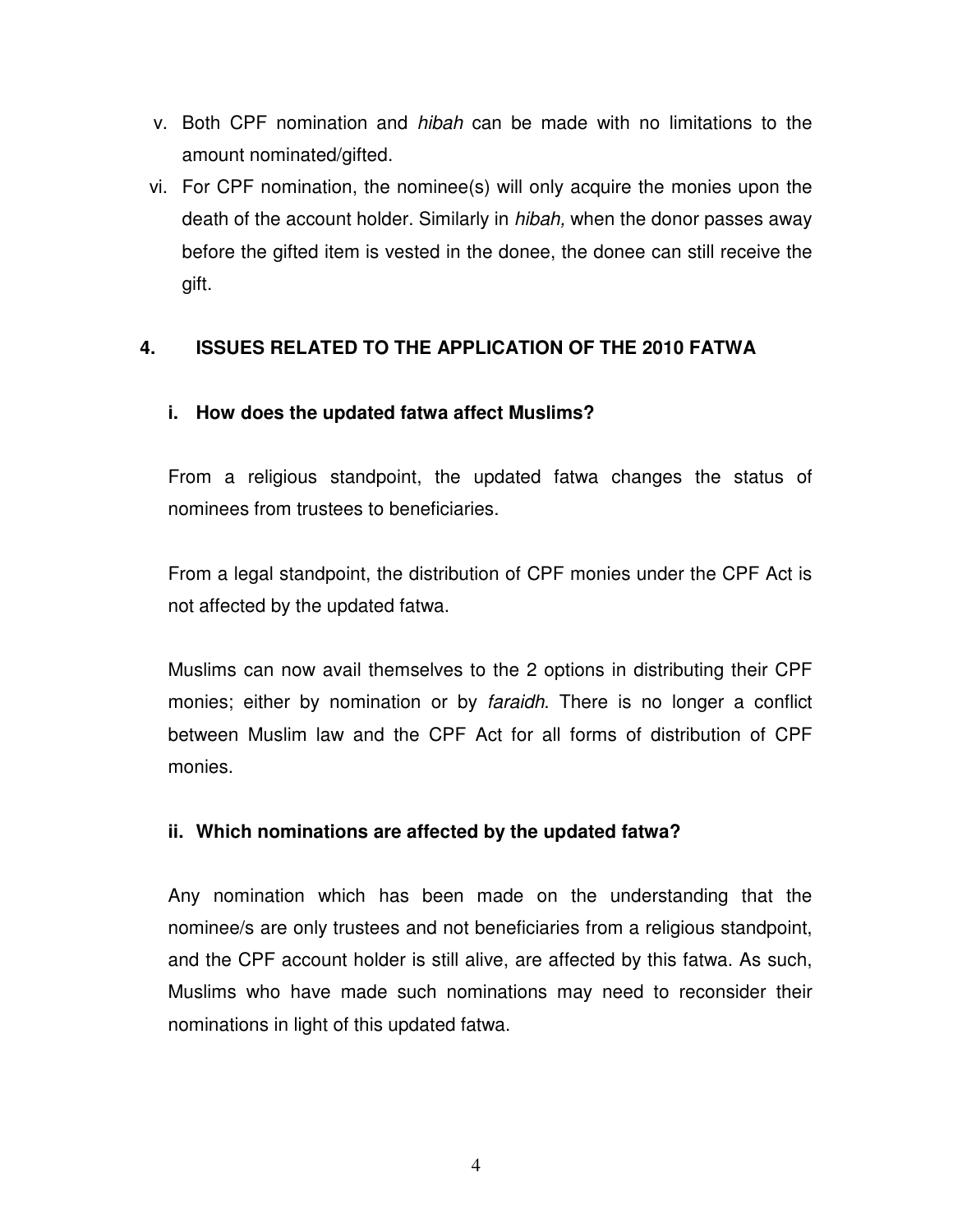v. Both CPF nomination and *hibah* can be made with no limitations to the amount nominated/gifted.

vi. For CPF nomination, the nominee(s) will only acquire the monies upon the death of the account holder. Similarly in *hibah,* when the donor passes away before the gifted item is vested in the donee, the donee can still receive the gift.

## 4. ISSUES RELATED TO THE APPLICATION OF THE 2010 FATWA

### i. How does the updated fatwa affect Muslims?

From a religious standpoint, the updated fatwa changes the status of nominees from trustees to beneficiaries.

From a legal standpoint, the distribution of CPF monies under the CPF Act is not affected by the updated fatwa.

Muslims can now avail themselves to the 2 options in distributing their CPF monies; either by nomination or by *faraidh*. There is no longer a conflict between Muslim law and the CPF Act for all forms of distribution of CPF monies.

### ii. Which nominations are affected by the updated fatwa?

Any nomination which has been made on the understanding that the nominee/s are only trustees and not beneficiaries from a religious standpoint, and the CPF account holder is still alive, are affected by this fatwa. As such, Muslims who have made such nominations may need to reconsider their nominations in light of this updated fatwa.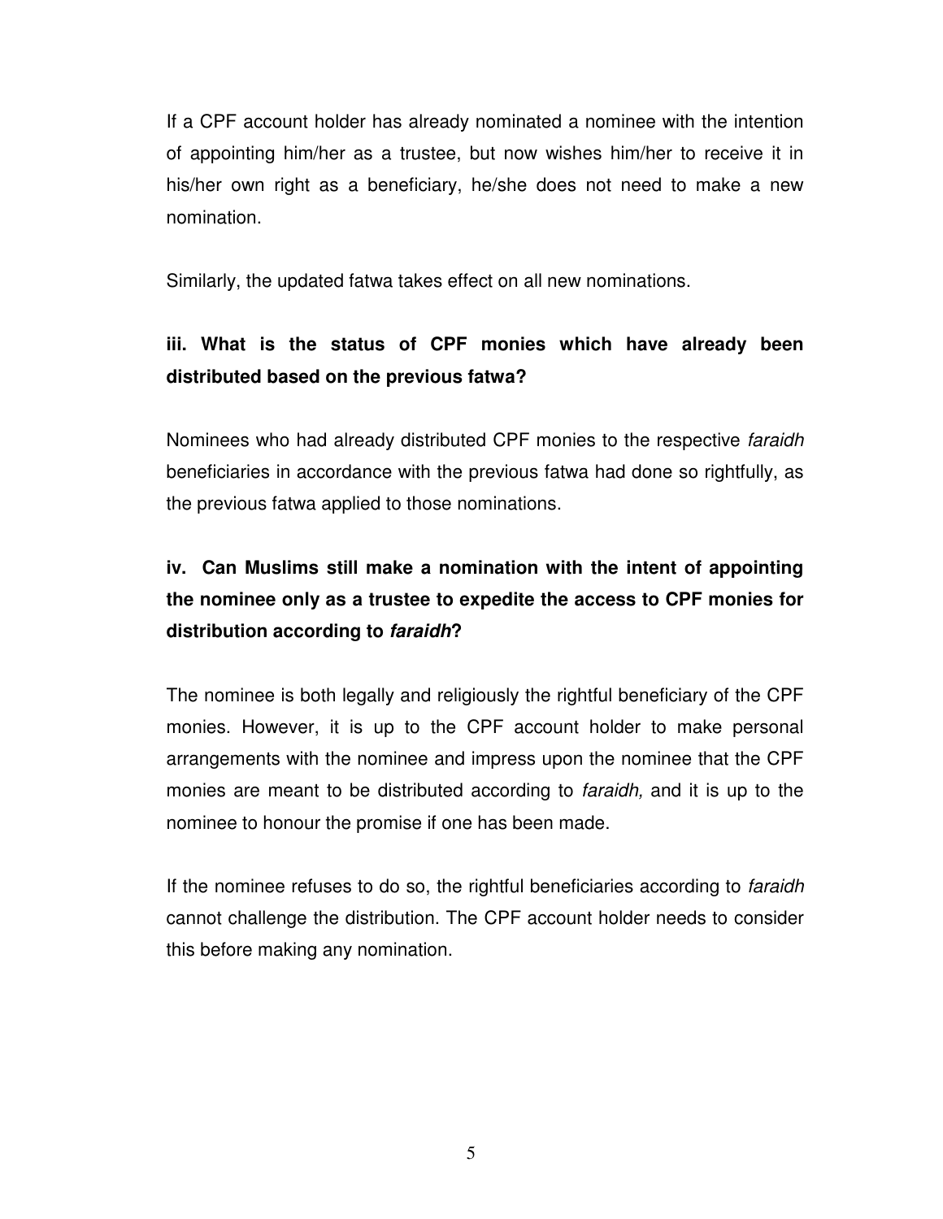If a CPF account holder has already nominated a nominee with the intention of appointing him/her as a trustee, but now wishes him/her to receive it in his/her own right as a beneficiary, he/she does not need to make a new nomination.

Similarly, the updated fatwa takes effect on all new nominations.

### iii. What is the status of CPF monies which have already been distributed based on the previous fatwa?

Nominees who had already distributed CPF monies to the respective *faraidh* beneficiaries in accordance with the previous fatwa had done so rightfully, as the previous fatwa applied to those nominations.

### iv. Can Muslims still make a nomination with the intent of appointing the nominee only as a trustee to expedite the access to CPF monies for distribution according to *faraidh*?

The nominee is both legally and religiously the rightful beneficiary of the CPF monies. However, it is up to the CPF account holder to make personal arrangements with the nominee and impress upon the nominee that the CPF monies are meant to be distributed according to *faraidh,* and it is up to the nominee to honour the promise if one has been made.

If the nominee refuses to do so, the rightful beneficiaries according to *faraidh* cannot challenge the distribution. The CPF account holder needs to consider this before making any nomination.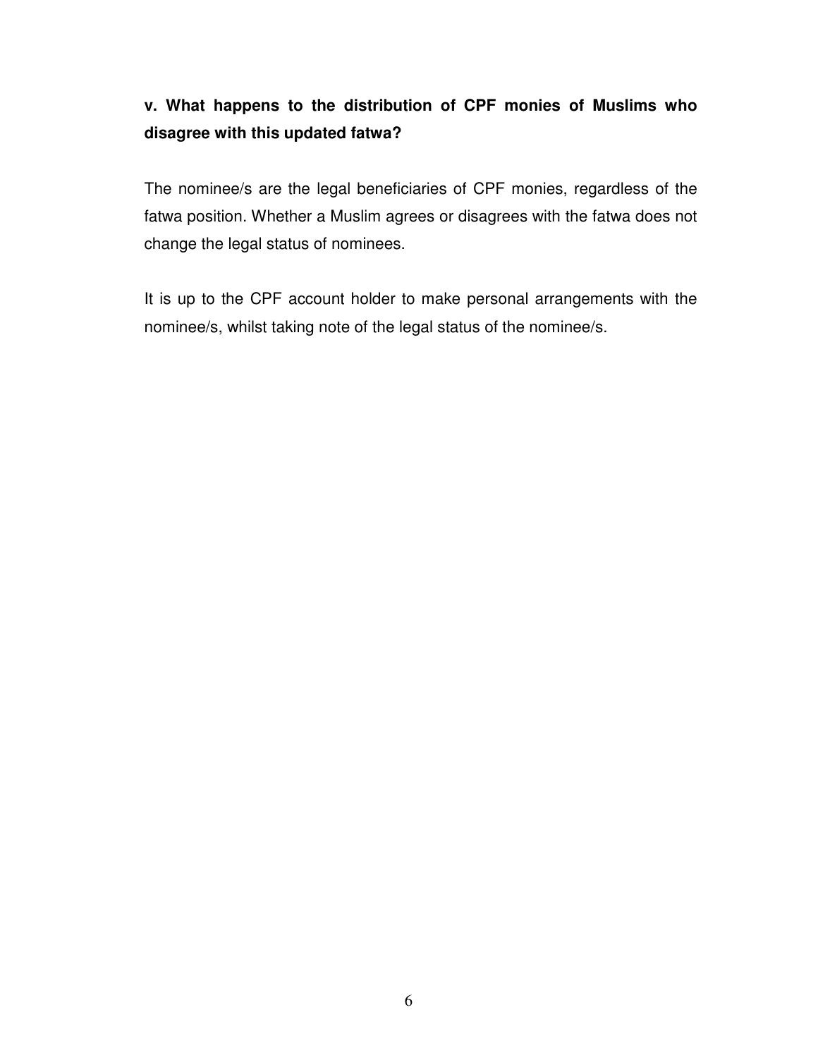**v. What happens to the distribution of CPF monies of Muslims who disagree with this updated fatwa?**

The nominee/s are the legal beneficiaries of CPF monies, regardless of the fatwa position. Whether a Muslim agrees or disagrees with the fatwa does not change the legal status of nominees.

It is up to the CPF account holder to make personal arrangements with the nominee/s, whilst taking note of the legal status of the nominee/s.